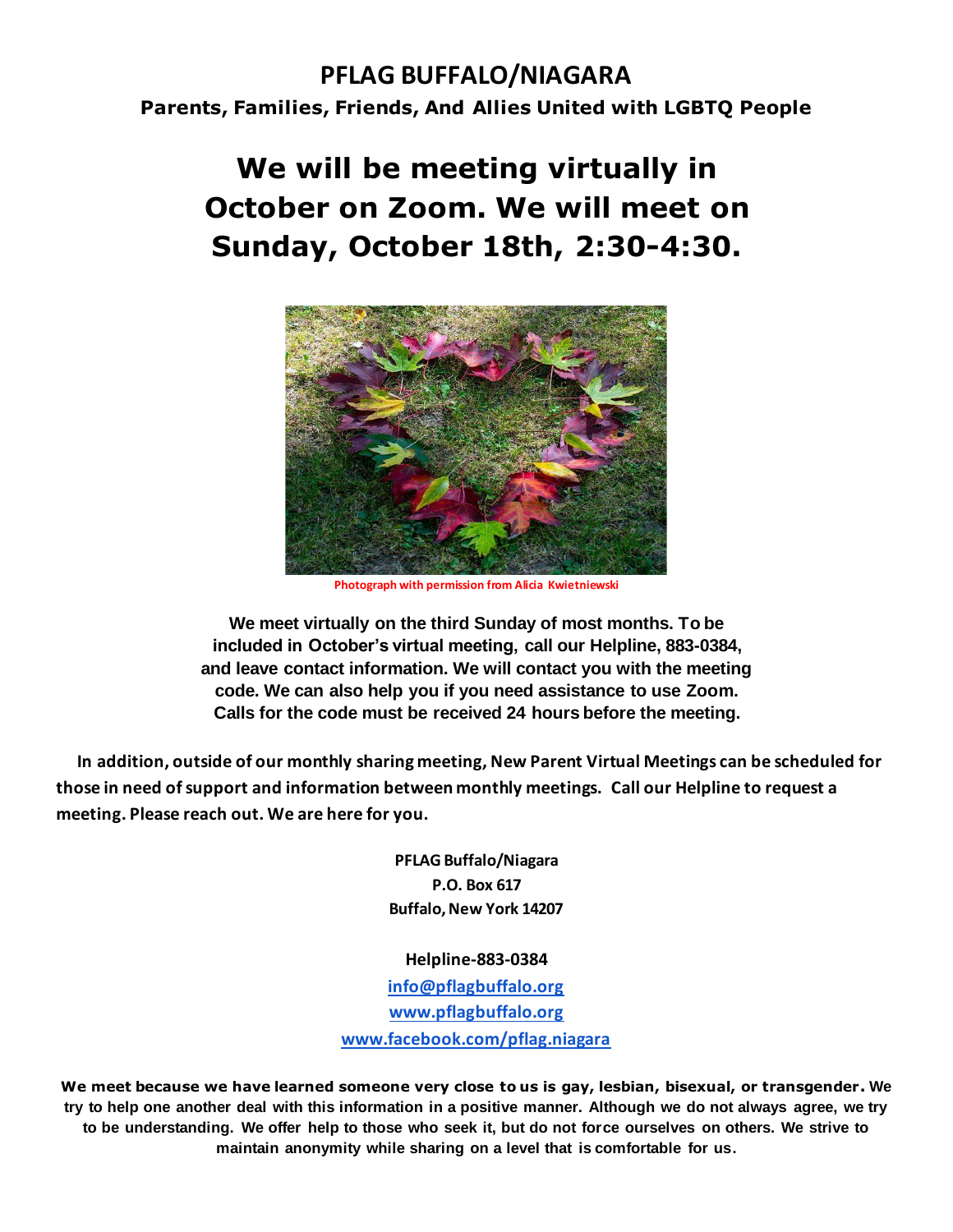# PFLAG BUFFALO/NIAGARA

**Parents, Families, Friends, And Allies United with LGBTQ People**

## We will be meeting virtually in October on Zoom. We will meet on Sunday, October 18th, 2:30-4:30.

Photograph with permission from Alicia Kwietniewski

**We meet virtually on the third Sunday of most months. To be included in October's virtual meeting, call our Helpline, 883-0384, and leave contact information. We will contact you with the meeting code. We can also help you if you need assistance to use Zoom. Calls for the code must be received 24 hours before the meeting.**

**In addition, outside of our monthly sharing meeting, New Parent Virtual Meetings can be scheduled for those in need of support and information between monthly meetings. Call our Helpline to request a meeting. Please reach out. We are here for you.**

**PFLAG Buffalo/Niagara**
**P.O. Box 617**
**Buffalo, New York 14207**

**Helpline-883-0384**

[info@pflagbuffalo.org](mailto:info@pflagbuffalo.org)
[www.pflagbuffalo.org](http://www.pflagbuffalo.org)
[www.facebook.com/pflag.niagara](http://www.facebook.com/pflag.niagara)

**We meet because we have learned someone very close to us is gay, lesbian, bisexual, or transgender. We try to help one another deal with this information in a positive manner. Although we do not always agree, we try to be understanding. We offer help to those who seek it, but do not force ourselves on others. We strive to maintain anonymity while sharing on a level that is comfortable for us.**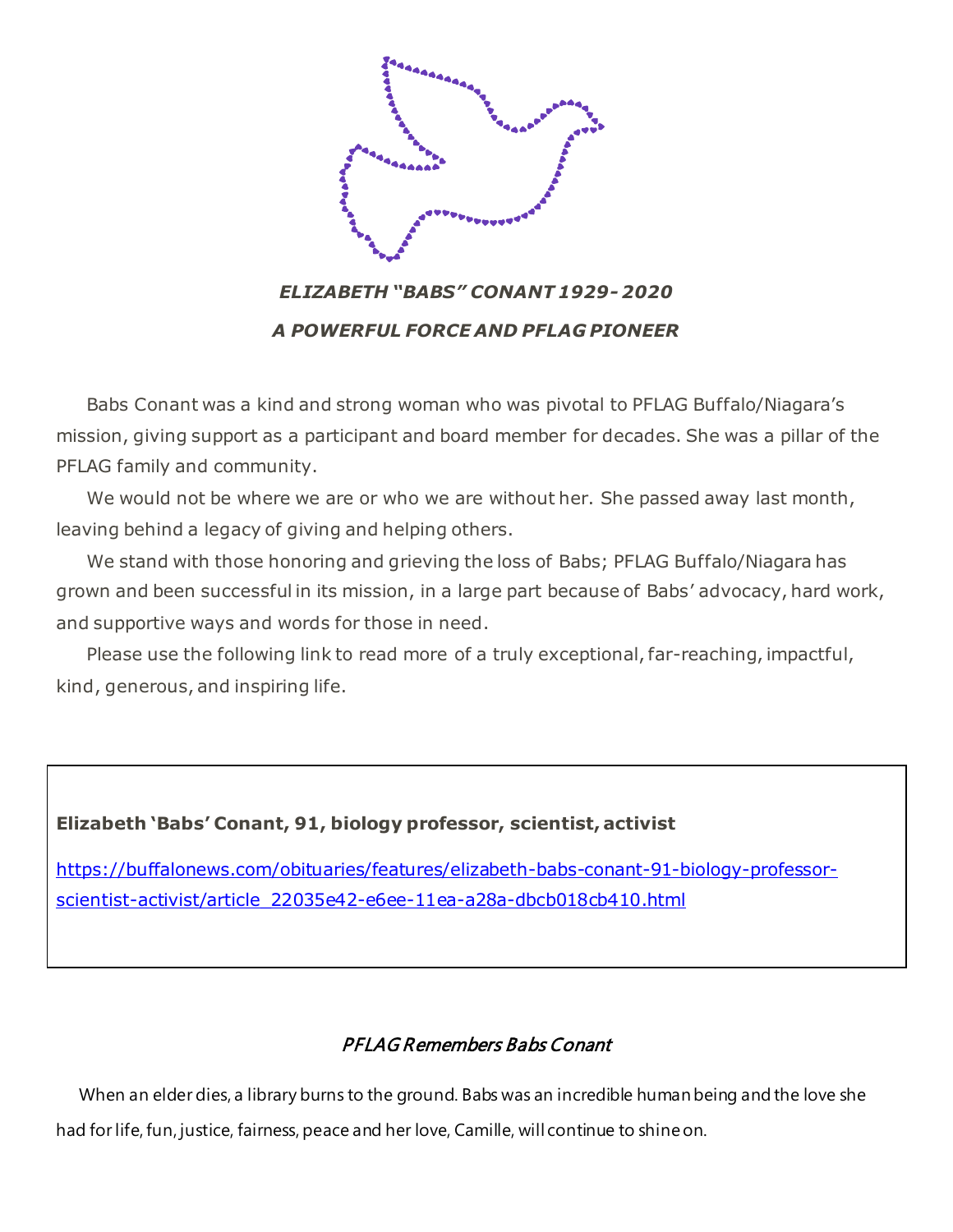***ELIZABETH "BABS" CONANT 1929- 2020***

***A POWERFUL FORCE AND PFLAG PIONEER***

Babs Conant was a kind and strong woman who was pivotal to PFLAG Buffalo/Niagara's mission, giving support as a participant and board member for decades. She was a pillar of the PFLAG family and community.

We would not be where we are or who we are without her. She passed away last month, leaving behind a legacy of giving and helping others.

We stand with those honoring and grieving the loss of Babs; PFLAG Buffalo/Niagara has grown and been successful in its mission, in a large part because of Babs' advocacy, hard work, and supportive ways and words for those in need.

Please use the following link to read more of a truly exceptional, far-reaching, impactful, kind, generous, and inspiring life.

**Elizabeth 'Babs' Conant, 91, biology professor, scientist, activist**

[https://buffalonews.com/obituaries/features/elizabeth-babs-conant-91-biology-professor-scientist-activist/article_22035e42-e6ee-11ea-a28a-dbcb018cb410.html](https://buffalonews.com/obituaries/features/elizabeth-babs-conant-91-biology-professor-scientist-activist/article_22035e42-e6ee-11ea-a28a-dbcb018cb410.html)

*PFLAG Remembers Babs Conant*

When an elder dies, a library burns to the ground. Babs was an incredible human being and the love she had for life, fun, justice, fairness, peace and her love, Camille, will continue to shine on.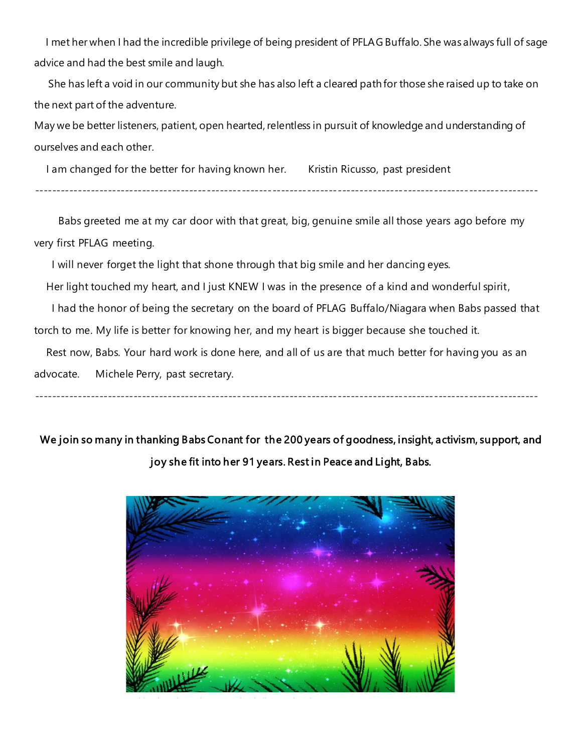I met her when I had the incredible privilege of being president of PFLAG Buffalo. She was always full of sage advice and had the best smile and laugh.

She has left a void in our community but she has also left a cleared path for those she raised up to take on the next part of the adventure.

May we be better listeners, patient, open hearted, relentless in pursuit of knowledge and understanding of ourselves and each other.

I am changed for the better for having known her. Kristin Ricusso, past president

---

Babs greeted me at my car door with that great, big, genuine smile all those years ago before my very first PFLAG meeting.

I will never forget the light that shone through that big smile and her dancing eyes.

Her light touched my heart, and I just KNEW I was in the presence of a kind and wonderful spirit,

I had the honor of being the secretary on the board of PFLAG Buffalo/Niagara when Babs passed that torch to me. My life is better for knowing her, and my heart is bigger because she touched it.

Rest now, Babs. Your hard work is done here, and all of us are that much better for having you as an advocate. Michele Perry, past secretary.

---

**We join so many in thanking Babs Conant for the 200 years of goodness, insight, activism, support, and joy she fit into her 91 years. Rest in Peace and Light, Babs.**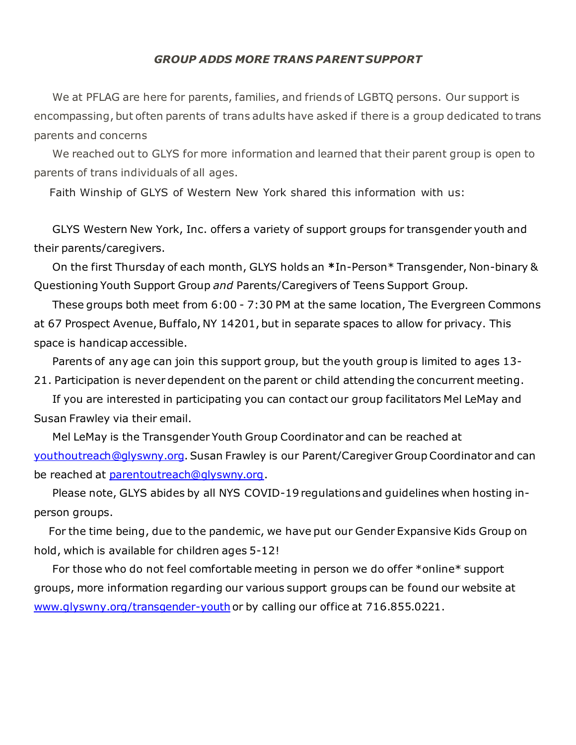### *GROUP ADDS MORE TRANS PARENT SUPPORT*

We at PFLAG are here for parents, families, and friends of LGBTQ persons. Our support is encompassing, but often parents of trans adults have asked if there is a group dedicated to trans parents and concerns

We reached out to GLYS for more information and learned that their parent group is open to parents of trans individuals of all ages.

Faith Winship of GLYS of Western New York shared this information with us:

GLYS Western New York, Inc. offers a variety of support groups for transgender youth and their parents/caregivers.

On the first Thursday of each month, GLYS holds an **\***In-Person* Transgender, Non-binary & Questioning Youth Support Group *and* Parents/Caregivers of Teens Support Group.

These groups both meet from 6:00 - 7:30 PM at the same location, The Evergreen Commons at 67 Prospect Avenue, Buffalo, NY 14201, but in separate spaces to allow for privacy. This space is handicap accessible.

Parents of any age can join this support group, but the youth group is limited to ages 13-21. Participation is never dependent on the parent or child attending the concurrent meeting.

If you are interested in participating you can contact our group facilitators Mel LeMay and Susan Frawley via their email.

Mel LeMay is the Transgender Youth Group Coordinator and can be reached at [youthoutreach@glyswny.org](mailto:youthoutreach@glyswny.org). Susan Frawley is our Parent/Caregiver Group Coordinator and can be reached at [parentoutreach@glyswny.org](mailto:parentoutreach@glyswny.org).

Please note, GLYS abides by all NYS COVID-19 regulations and guidelines when hosting in-person groups.

For the time being, due to the pandemic, we have put our Gender Expansive Kids Group on hold, which is available for children ages 5-12!

For those who do not feel comfortable meeting in person we do offer *online* support groups, more information regarding our various support groups can be found our website at [www.glyswny.org/transgender-youth](http://www.glyswny.org/transgender-youth) or by calling our office at 716.855.0221.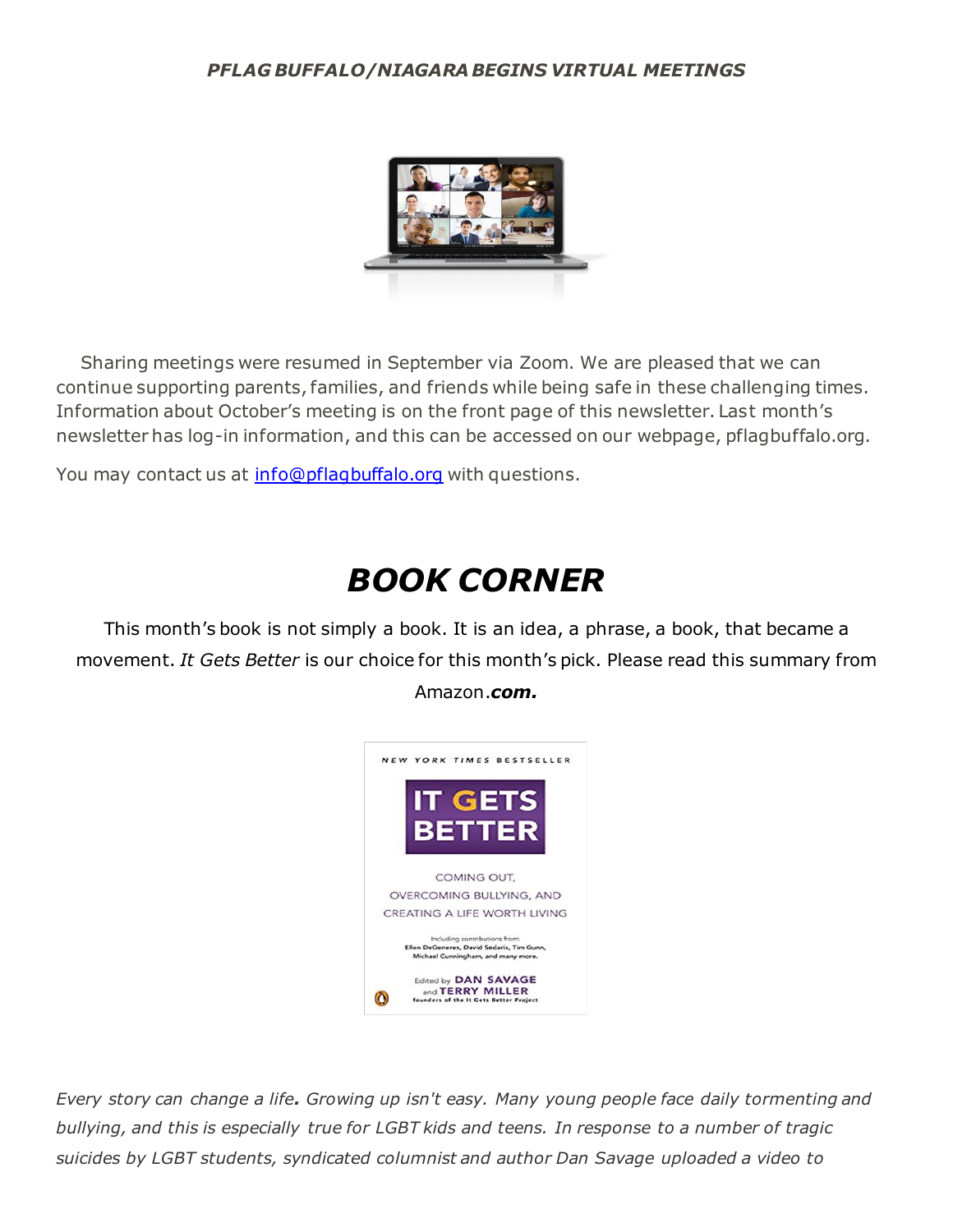***PFLAG BUFFALO/NIAGARA BEGINS VIRTUAL MEETINGS***

Sharing meetings were resumed in September via Zoom. We are pleased that we can continue supporting parents, families, and friends while being safe in these challenging times. Information about October's meeting is on the front page of this newsletter. Last month's newsletter has log-in information, and this can be accessed on our webpage, pflagbuffalo.org.

You may contact us at [info@pflagbuffalo.org](mailto:info@pflagbuffalo.org) with questions.

# *BOOK CORNER*

This month's book is not simply a book. It is an idea, a phrase, a book, that became a movement. *It Gets Better* is our choice for this month's pick. Please read this summary from Amazon.***com.***

*Every story can change a life**.** Growing up isn't easy. Many young people face daily tormenting and bullying, and this is especially true for LGBT kids and teens. In response to a number of tragic suicides by LGBT students, syndicated columnist and author Dan Savage uploaded a video to*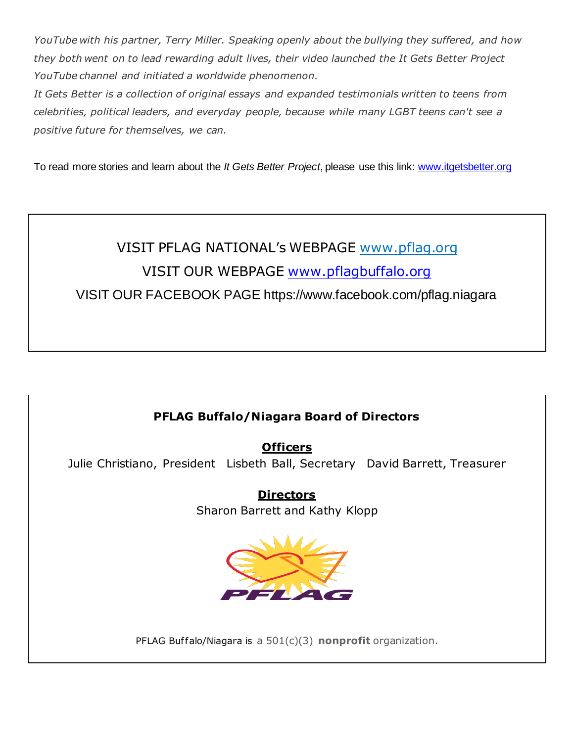*YouTube with his partner, Terry Miller. Speaking openly about the bullying they suffered, and how they both went on to lead rewarding adult lives, their video launched the It Gets Better Project YouTube channel and initiated a worldwide phenomenon.*

*It Gets Better is a collection of original essays and expanded testimonials written to teens from celebrities, political leaders, and everyday people, because while many LGBT teens can't see a positive future for themselves, we can.*

To read more stories and learn about the *It Gets Better Project*, please use this link: www.itgetsbetter.org

VISIT PFLAG NATIONAL's WEBPAGE www.pflag.org

VISIT OUR WEBPAGE www.pflagbuffalo.org

VISIT OUR FACEBOOK PAGE https://www.facebook.com/pflag.niagara

**PFLAG Buffalo/Niagara Board of Directors**

**Officers**

Julie Christiano, President Lisbeth Ball, Secretary David Barrett, Treasurer

**Directors**

Sharon Barrett and Kathy Klopp

PFLAG

PFLAG Buffalo/Niagara is a 501(c)(3) **nonprofit** organization.